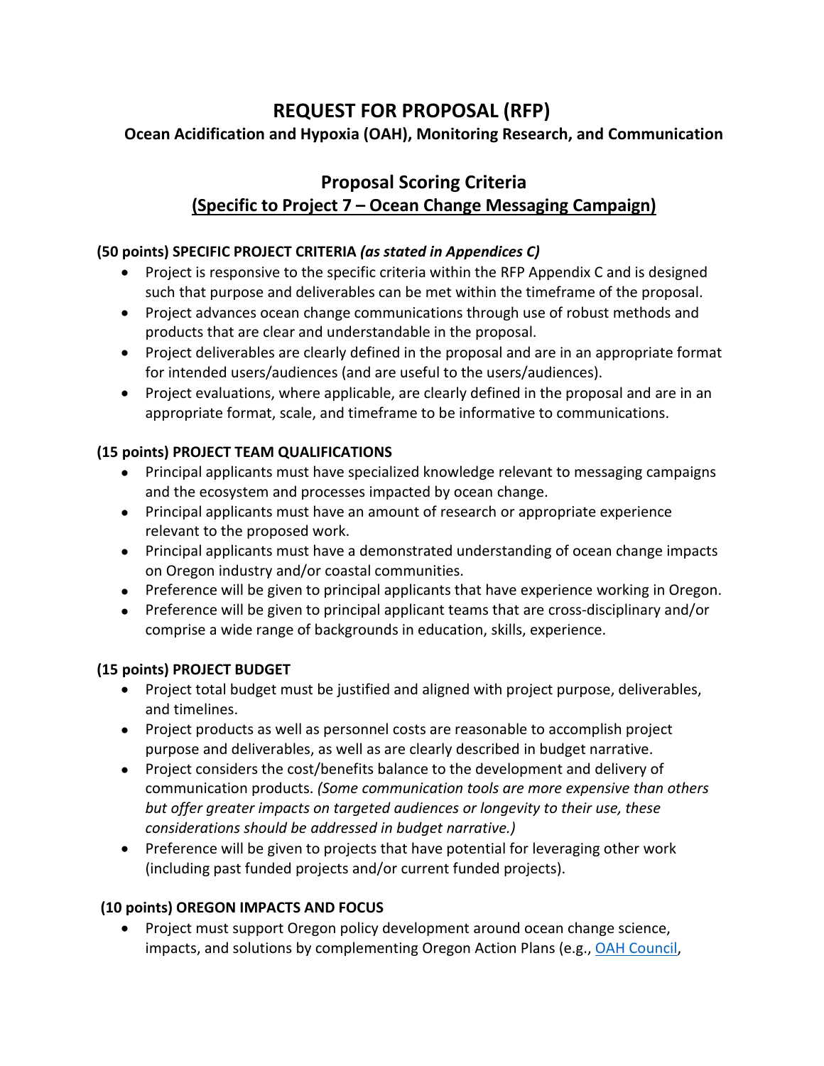# REQUEST FOR PROPOSAL (RFP)

**Ocean Acidification and Hypoxia (OAH), Monitoring Research, and Communication**

## Proposal Scoring Criteria

## <u>(Specific to Project 7 – Ocean Change Messaging Campaign)</u>

**(50 points) SPECIFIC PROJECT CRITERIA** ***(as stated in Appendices C)***

- Project is responsive to the specific criteria within the RFP Appendix C and is designed such that purpose and deliverables can be met within the timeframe of the proposal.
- Project advances ocean change communications through use of robust methods and products that are clear and understandable in the proposal.
- Project deliverables are clearly defined in the proposal and are in an appropriate format for intended users/audiences (and are useful to the users/audiences).
- Project evaluations, where applicable, are clearly defined in the proposal and are in an appropriate format, scale, and timeframe to be informative to communications.

**(15 points) PROJECT TEAM QUALIFICATIONS**

- Principal applicants must have specialized knowledge relevant to messaging campaigns and the ecosystem and processes impacted by ocean change.
- Principal applicants must have an amount of research or appropriate experience relevant to the proposed work.
- Principal applicants must have a demonstrated understanding of ocean change impacts on Oregon industry and/or coastal communities.
- Preference will be given to principal applicants that have experience working in Oregon.
- Preference will be given to principal applicant teams that are cross-disciplinary and/or comprise a wide range of backgrounds in education, skills, experience.

**(15 points) PROJECT BUDGET**

- Project total budget must be justified and aligned with project purpose, deliverables, and timelines.
- Project products as well as personnel costs are reasonable to accomplish project purpose and deliverables, as well as are clearly described in budget narrative.
- Project considers the cost/benefits balance to the development and delivery of communication products. *(Some communication tools are more expensive than others but offer greater impacts on targeted audiences or longevity to their use, these considerations should be addressed in budget narrative.)*
- Preference will be given to projects that have potential for leveraging other work (including past funded projects and/or current funded projects).

**(10 points) OREGON IMPACTS AND FOCUS**

- Project must support Oregon policy development around ocean change science, impacts, and solutions by complementing Oregon Action Plans (e.g., [OAH Council](),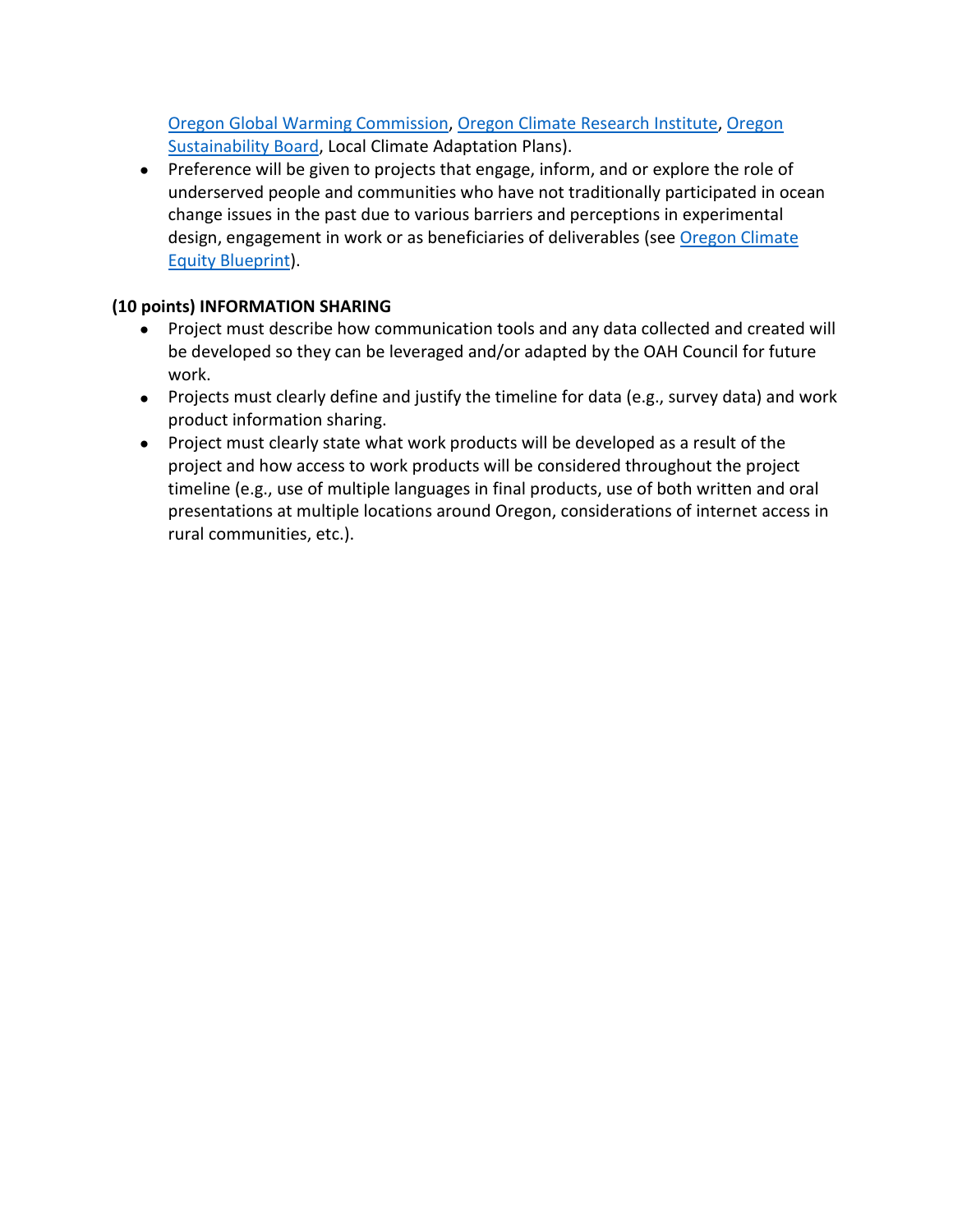Oregon Global Warming Commission, Oregon Climate Research Institute, Oregon Sustainability Board, Local Climate Adaptation Plans).

- Preference will be given to projects that engage, inform, and or explore the role of underserved people and communities who have not traditionally participated in ocean change issues in the past due to various barriers and perceptions in experimental design, engagement in work or as beneficiaries of deliverables (see Oregon Climate Equity Blueprint).

**(10 points) INFORMATION SHARING**

- Project must describe how communication tools and any data collected and created will be developed so they can be leveraged and/or adapted by the OAH Council for future work.
- Projects must clearly define and justify the timeline for data (e.g., survey data) and work product information sharing.
- Project must clearly state what work products will be developed as a result of the project and how access to work products will be considered throughout the project timeline (e.g., use of multiple languages in final products, use of both written and oral presentations at multiple locations around Oregon, considerations of internet access in rural communities, etc.).